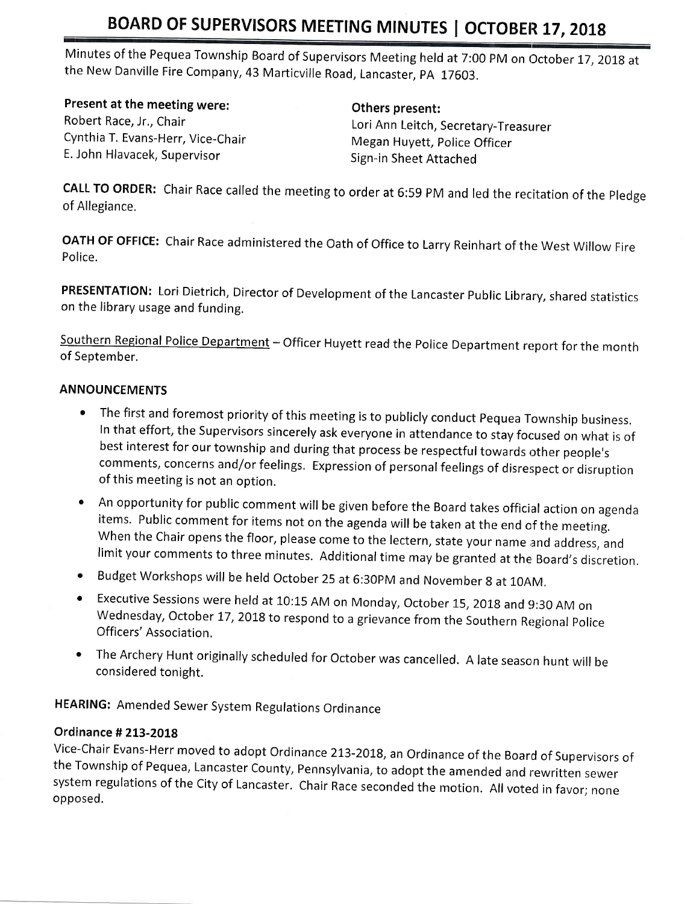# BOARD OF SUPERVISORS MEETING MINUTES | OCTOBER 17, 2018

Minutes of the Pequea Township Board of Supervisors Meeting held at 7:00 PM on October 17, 2018 at the New Danville Fire Company, 43 Marticville Road, Lancaster, PA 17603.

**Present at the meeting were:**
Robert Race, Jr., Chair
Cynthia T. Evans-Herr, Vice-Chair
E. John Hlavacek, Supervisor

**Others present:**
Lori Ann Leitch, Secretary-Treasurer
Megan Huyett, Police Officer
Sign-in Sheet Attached

**CALL TO ORDER:** Chair Race called the meeting to order at 6:59 PM and led the recitation of the Pledge of Allegiance.

**OATH OF OFFICE:** Chair Race administered the Oath of Office to Larry Reinhart of the West Willow Fire Police.

**PRESENTATION:** Lori Dietrich, Director of Development of the Lancaster Public Library, shared statistics on the library usage and funding.

Southern Regional Police Department – Officer Huyett read the Police Department report for the month of September.

**ANNOUNCEMENTS**

- The first and foremost priority of this meeting is to publicly conduct Pequea Township business. In that effort, the Supervisors sincerely ask everyone in attendance to stay focused on what is of best interest for our township and during that process be respectful towards other people's comments, concerns and/or feelings. Expression of personal feelings of disrespect or disruption of this meeting is not an option.
- An opportunity for public comment will be given before the Board takes official action on agenda items. Public comment for items not on the agenda will be taken at the end of the meeting. When the Chair opens the floor, please come to the lectern, state your name and address, and limit your comments to three minutes. Additional time may be granted at the Board's discretion.
- Budget Workshops will be held October 25 at 6:30PM and November 8 at 10AM.
- Executive Sessions were held at 10:15 AM on Monday, October 15, 2018 and 9:30 AM on Wednesday, October 17, 2018 to respond to a grievance from the Southern Regional Police Officers' Association.
- The Archery Hunt originally scheduled for October was cancelled. A late season hunt will be considered tonight.

**HEARING:** Amended Sewer System Regulations Ordinance

**Ordinance # 213-2018**
Vice-Chair Evans-Herr moved to adopt Ordinance 213-2018, an Ordinance of the Board of Supervisors of the Township of Pequea, Lancaster County, Pennsylvania, to adopt the amended and rewritten sewer system regulations of the City of Lancaster. Chair Race seconded the motion. All voted in favor; none opposed.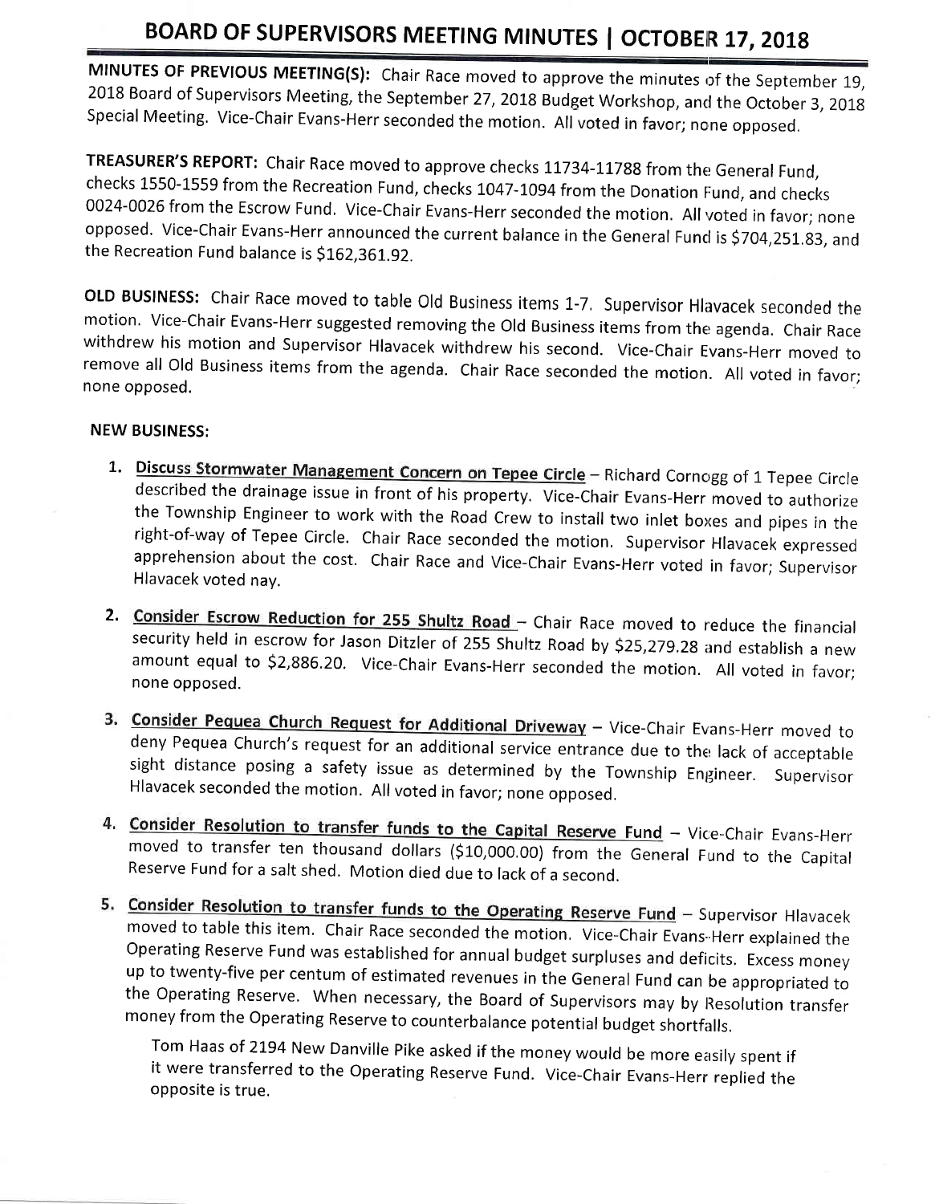# BOARD OF SUPERVISORS MEETING MINUTES | OCTOBER 17, 2018

**MINUTES OF PREVIOUS MEETING(S):** Chair Race moved to approve the minutes of the September 19, 2018 Board of Supervisors Meeting, the September 27, 2018 Budget Workshop, and the October 3, 2018 Special Meeting. Vice-Chair Evans-Herr seconded the motion. All voted in favor; none opposed.

**TREASURER'S REPORT:** Chair Race moved to approve checks 11734-11788 from the General Fund, checks 1550-1559 from the Recreation Fund, checks 1047-1094 from the Donation Fund, and checks 0024-0026 from the Escrow Fund. Vice-Chair Evans-Herr seconded the motion. All voted in favor; none opposed. Vice-Chair Evans-Herr announced the current balance in the General Fund is $704,251.83, and the Recreation Fund balance is $162,361.92.

**OLD BUSINESS:** Chair Race moved to table Old Business items 1-7. Supervisor Hlavacek seconded the motion. Vice-Chair Evans-Herr suggested removing the Old Business items from the agenda. Chair Race withdrew his motion and Supervisor Hlavacek withdrew his second. Vice-Chair Evans-Herr moved to remove all Old Business items from the agenda. Chair Race seconded the motion. All voted in favor; none opposed.

**NEW BUSINESS:**

1. **Discuss Stormwater Management Concern on Tepee Circle** – Richard Cornogg of 1 Tepee Circle described the drainage issue in front of his property. Vice-Chair Evans-Herr moved to authorize the Township Engineer to work with the Road Crew to install two inlet boxes and pipes in the right-of-way of Tepee Circle. Chair Race seconded the motion. Supervisor Hlavacek expressed apprehension about the cost. Chair Race and Vice-Chair Evans-Herr voted in favor; Supervisor Hlavacek voted nay.

2. **Consider Escrow Reduction for 255 Shultz Road** – Chair Race moved to reduce the financial security held in escrow for Jason Ditzler of 255 Shultz Road by $25,279.28 and establish a new amount equal to $2,886.20. Vice-Chair Evans-Herr seconded the motion. All voted in favor; none opposed.

3. **Consider Pequea Church Request for Additional Driveway** – Vice-Chair Evans-Herr moved to deny Pequea Church's request for an additional service entrance due to the lack of acceptable sight distance posing a safety issue as determined by the Township Engineer. Supervisor Hlavacek seconded the motion. All voted in favor; none opposed.

4. **Consider Resolution to transfer funds to the Capital Reserve Fund** – Vice-Chair Evans-Herr moved to transfer ten thousand dollars ($10,000.00) from the General Fund to the Capital Reserve Fund for a salt shed. Motion died due to lack of a second.

5. **Consider Resolution to transfer funds to the Operating Reserve Fund** – Supervisor Hlavacek moved to table this item. Chair Race seconded the motion. Vice-Chair Evans-Herr explained the Operating Reserve Fund was established for annual budget surpluses and deficits. Excess money up to twenty-five per centum of estimated revenues in the General Fund can be appropriated to the Operating Reserve. When necessary, the Board of Supervisors may by Resolution transfer money from the Operating Reserve to counterbalance potential budget shortfalls.

   Tom Haas of 2194 New Danville Pike asked if the money would be more easily spent if it were transferred to the Operating Reserve Fund. Vice-Chair Evans-Herr replied the opposite is true.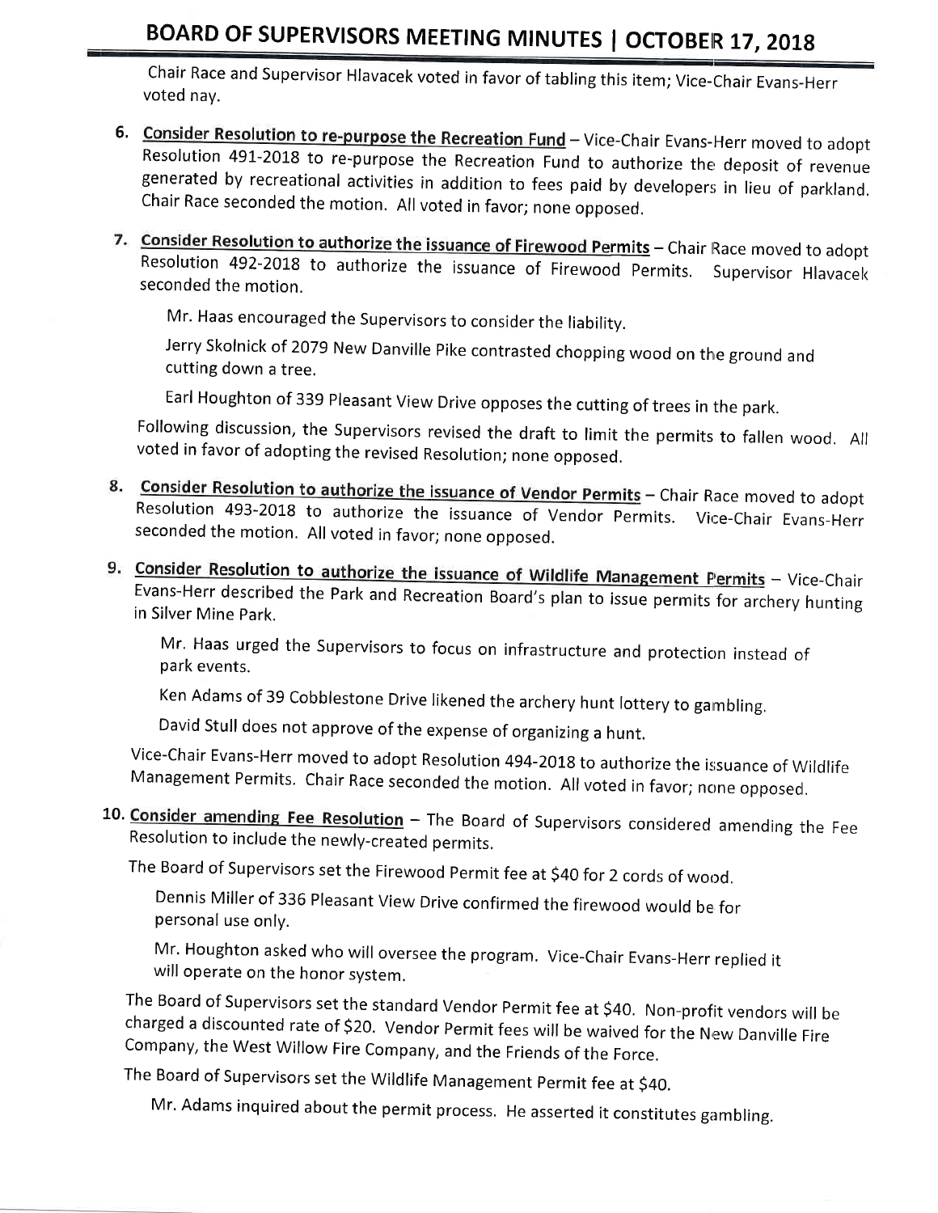Chair Race and Supervisor Hlavacek voted in favor of tabling this item; Vice-Chair Evans-Herr voted nay.

6. **Consider Resolution to re-purpose the Recreation Fund** – Vice-Chair Evans-Herr moved to adopt Resolution 491-2018 to re-purpose the Recreation Fund to authorize the deposit of revenue generated by recreational activities in addition to fees paid by developers in lieu of parkland. Chair Race seconded the motion. All voted in favor; none opposed.

7. **Consider Resolution to authorize the issuance of Firewood Permits** – Chair Race moved to adopt Resolution 492-2018 to authorize the issuance of Firewood Permits. Supervisor Hlavacek seconded the motion.

   Mr. Haas encouraged the Supervisors to consider the liability.

   Jerry Skolnick of 2079 New Danville Pike contrasted chopping wood on the ground and cutting down a tree.

   Earl Houghton of 339 Pleasant View Drive opposes the cutting of trees in the park.

   Following discussion, the Supervisors revised the draft to limit the permits to fallen wood. All voted in favor of adopting the revised Resolution; none opposed.

8. **Consider Resolution to authorize the issuance of Vendor Permits** – Chair Race moved to adopt Resolution 493-2018 to authorize the issuance of Vendor Permits. Vice-Chair Evans-Herr seconded the motion. All voted in favor; none opposed.

9. **Consider Resolution to authorize the issuance of Wildlife Management Permits** – Vice-Chair Evans-Herr described the Park and Recreation Board's plan to issue permits for archery hunting in Silver Mine Park.

   Mr. Haas urged the Supervisors to focus on infrastructure and protection instead of park events.

   Ken Adams of 39 Cobblestone Drive likened the archery hunt lottery to gambling.

   David Stull does not approve of the expense of organizing a hunt.

   Vice-Chair Evans-Herr moved to adopt Resolution 494-2018 to authorize the issuance of Wildlife Management Permits. Chair Race seconded the motion. All voted in favor; none opposed.

10. **Consider amending Fee Resolution** – The Board of Supervisors considered amending the Fee Resolution to include the newly-created permits.

    The Board of Supervisors set the Firewood Permit fee at $40 for 2 cords of wood.

    Dennis Miller of 336 Pleasant View Drive confirmed the firewood would be for personal use only.

    Mr. Houghton asked who will oversee the program. Vice-Chair Evans-Herr replied it will operate on the honor system.

    The Board of Supervisors set the standard Vendor Permit fee at $40. Non-profit vendors will be charged a discounted rate of $20. Vendor Permit fees will be waived for the New Danville Fire Company, the West Willow Fire Company, and the Friends of the Force.

    The Board of Supervisors set the Wildlife Management Permit fee at $40.

    Mr. Adams inquired about the permit process. He asserted it constitutes gambling.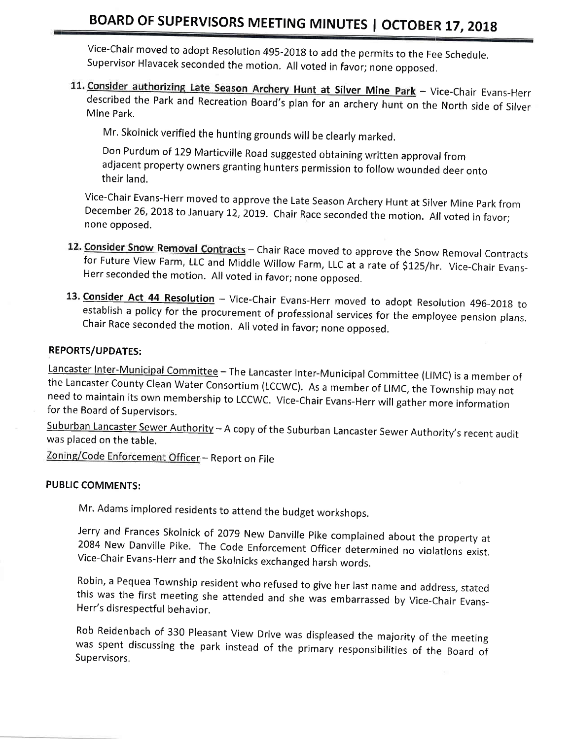Vice-Chair moved to adopt Resolution 495-2018 to add the permits to the Fee Schedule. Supervisor Hlavacek seconded the motion. All voted in favor; none opposed.

11. **Consider authorizing Late Season Archery Hunt at Silver Mine Park** – Vice-Chair Evans-Herr described the Park and Recreation Board's plan for an archery hunt on the North side of Silver Mine Park.

    Mr. Skolnick verified the hunting grounds will be clearly marked.

    Don Purdum of 129 Marticville Road suggested obtaining written approval from adjacent property owners granting hunters permission to follow wounded deer onto their land.

    Vice-Chair Evans-Herr moved to approve the Late Season Archery Hunt at Silver Mine Park from December 26, 2018 to January 12, 2019. Chair Race seconded the motion. All voted in favor; none opposed.

12. **Consider Snow Removal Contracts** – Chair Race moved to approve the Snow Removal Contracts for Future View Farm, LLC and Middle Willow Farm, LLC at a rate of $125/hr. Vice-Chair Evans-Herr seconded the motion. All voted in favor; none opposed.

13. **Consider Act 44 Resolution** – Vice-Chair Evans-Herr moved to adopt Resolution 496-2018 to establish a policy for the procurement of professional services for the employee pension plans. Chair Race seconded the motion. All voted in favor; none opposed.

## REPORTS/UPDATES:

Lancaster Inter-Municipal Committee – The Lancaster Inter-Municipal Committee (LIMC) is a member of the Lancaster County Clean Water Consortium (LCCWC). As a member of LIMC, the Township may not need to maintain its own membership to LCCWC. Vice-Chair Evans-Herr will gather more information for the Board of Supervisors.

Suburban Lancaster Sewer Authority – A copy of the Suburban Lancaster Sewer Authority's recent audit was placed on the table.

Zoning/Code Enforcement Officer – Report on File

## PUBLIC COMMENTS:

Mr. Adams implored residents to attend the budget workshops.

Jerry and Frances Skolnick of 2079 New Danville Pike complained about the property at 2084 New Danville Pike. The Code Enforcement Officer determined no violations exist. Vice-Chair Evans-Herr and the Skolnicks exchanged harsh words.

Robin, a Pequea Township resident who refused to give her last name and address, stated this was the first meeting she attended and she was embarrassed by Vice-Chair Evans-Herr's disrespectful behavior.

Rob Reidenbach of 330 Pleasant View Drive was displeased the majority of the meeting was spent discussing the park instead of the primary responsibilities of the Board of Supervisors.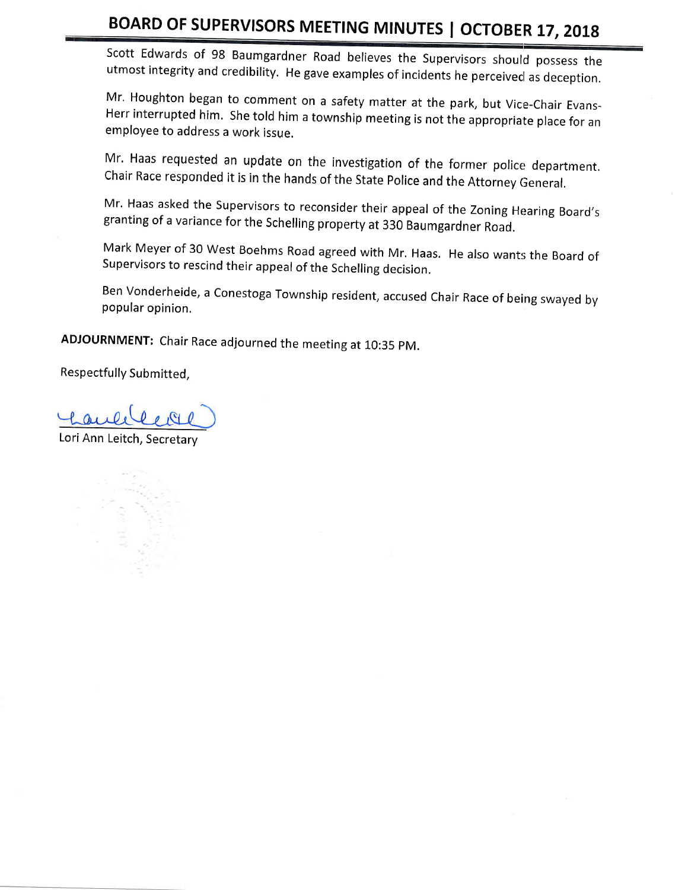Scott Edwards of 98 Baumgardner Road believes the Supervisors should possess the utmost integrity and credibility. He gave examples of incidents he perceived as deception.

Mr. Houghton began to comment on a safety matter at the park, but Vice-Chair Evans-Herr interrupted him. She told him a township meeting is not the appropriate place for an employee to address a work issue.

Mr. Haas requested an update on the investigation of the former police department. Chair Race responded it is in the hands of the State Police and the Attorney General.

Mr. Haas asked the Supervisors to reconsider their appeal of the Zoning Hearing Board's granting of a variance for the Schelling property at 330 Baumgardner Road.

Mark Meyer of 30 West Boehms Road agreed with Mr. Haas. He also wants the Board of Supervisors to rescind their appeal of the Schelling decision.

Ben Vonderheide, a Conestoga Township resident, accused Chair Race of being swayed by popular opinion.

**ADJOURNMENT:** Chair Race adjourned the meeting at 10:35 PM.

Respectfully Submitted,

Lori Ann Leitch, Secretary